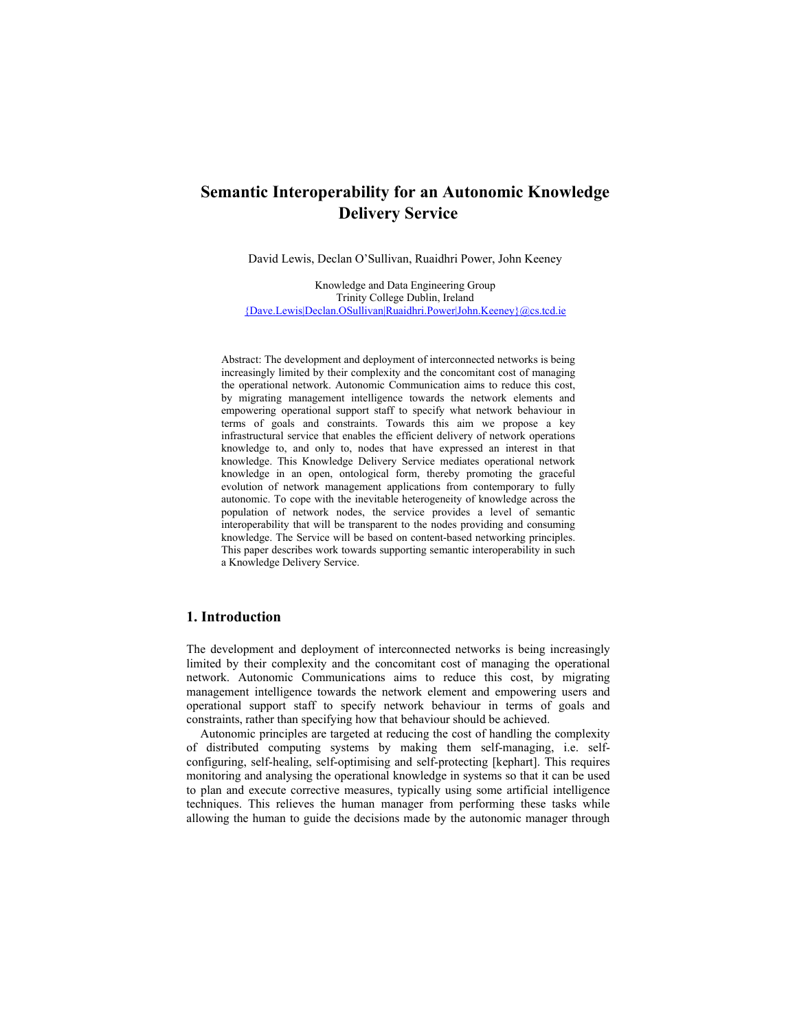# Semantic Interoperability for an Autonomic Knowledge Delivery Service

David Lewis, Declan O'Sullivan, Ruaidhri Power, John Keeney

Knowledge and Data Engineering Group
Trinity College Dublin, Ireland
{Dave.Lewis|Declan.OSullivan|Ruaidhri.Power|John.Keeney}@cs.tcd.ie

Abstract: The development and deployment of interconnected networks is being increasingly limited by their complexity and the concomitant cost of managing the operational network. Autonomic Communication aims to reduce this cost, by migrating management intelligence towards the network elements and empowering operational support staff to specify what network behaviour in terms of goals and constraints. Towards this aim we propose a key infrastructural service that enables the efficient delivery of network operations knowledge to, and only to, nodes that have expressed an interest in that knowledge. This Knowledge Delivery Service mediates operational network knowledge in an open, ontological form, thereby promoting the graceful evolution of network management applications from contemporary to fully autonomic. To cope with the inevitable heterogeneity of knowledge across the population of network nodes, the service provides a level of semantic interoperability that will be transparent to the nodes providing and consuming knowledge. The Service will be based on content-based networking principles. This paper describes work towards supporting semantic interoperability in such a Knowledge Delivery Service.

## 1. Introduction

The development and deployment of interconnected networks is being increasingly limited by their complexity and the concomitant cost of managing the operational network. Autonomic Communications aims to reduce this cost, by migrating management intelligence towards the network element and empowering users and operational support staff to specify network behaviour in terms of goals and constraints, rather than specifying how that behaviour should be achieved.

Autonomic principles are targeted at reducing the cost of handling the complexity of distributed computing systems by making them self-managing, i.e. self-configuring, self-healing, self-optimising and self-protecting [kephart]. This requires monitoring and analysing the operational knowledge in systems so that it can be used to plan and execute corrective measures, typically using some artificial intelligence techniques. This relieves the human manager from performing these tasks while allowing the human to guide the decisions made by the autonomic manager through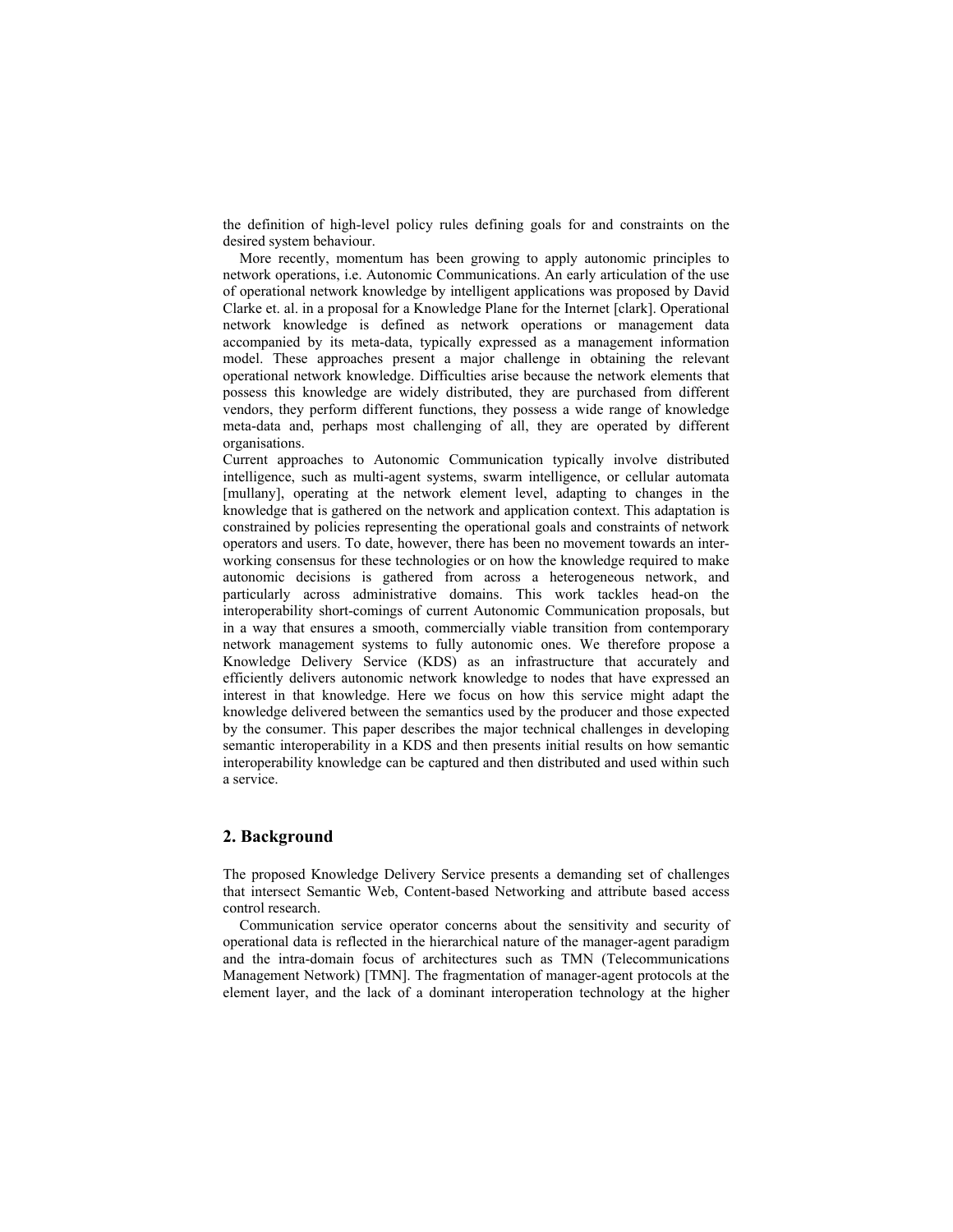the definition of high-level policy rules defining goals for and constraints on the desired system behaviour.

More recently, momentum has been growing to apply autonomic principles to network operations, i.e. Autonomic Communications. An early articulation of the use of operational network knowledge by intelligent applications was proposed by David Clarke et. al. in a proposal for a Knowledge Plane for the Internet [clark]. Operational network knowledge is defined as network operations or management data accompanied by its meta-data, typically expressed as a management information model. These approaches present a major challenge in obtaining the relevant operational network knowledge. Difficulties arise because the network elements that possess this knowledge are widely distributed, they are purchased from different vendors, they perform different functions, they possess a wide range of knowledge meta-data and, perhaps most challenging of all, they are operated by different organisations.

Current approaches to Autonomic Communication typically involve distributed intelligence, such as multi-agent systems, swarm intelligence, or cellular automata [mullany], operating at the network element level, adapting to changes in the knowledge that is gathered on the network and application context. This adaptation is constrained by policies representing the operational goals and constraints of network operators and users. To date, however, there has been no movement towards an inter-working consensus for these technologies or on how the knowledge required to make autonomic decisions is gathered from across a heterogeneous network, and particularly across administrative domains. This work tackles head-on the interoperability short-comings of current Autonomic Communication proposals, but in a way that ensures a smooth, commercially viable transition from contemporary network management systems to fully autonomic ones. We therefore propose a Knowledge Delivery Service (KDS) as an infrastructure that accurately and efficiently delivers autonomic network knowledge to nodes that have expressed an interest in that knowledge. Here we focus on how this service might adapt the knowledge delivered between the semantics used by the producer and those expected by the consumer. This paper describes the major technical challenges in developing semantic interoperability in a KDS and then presents initial results on how semantic interoperability knowledge can be captured and then distributed and used within such a service.

## 2. Background

The proposed Knowledge Delivery Service presents a demanding set of challenges that intersect Semantic Web, Content-based Networking and attribute based access control research.

Communication service operator concerns about the sensitivity and security of operational data is reflected in the hierarchical nature of the manager-agent paradigm and the intra-domain focus of architectures such as TMN (Telecommunications Management Network) [TMN]. The fragmentation of manager-agent protocols at the element layer, and the lack of a dominant interoperation technology at the higher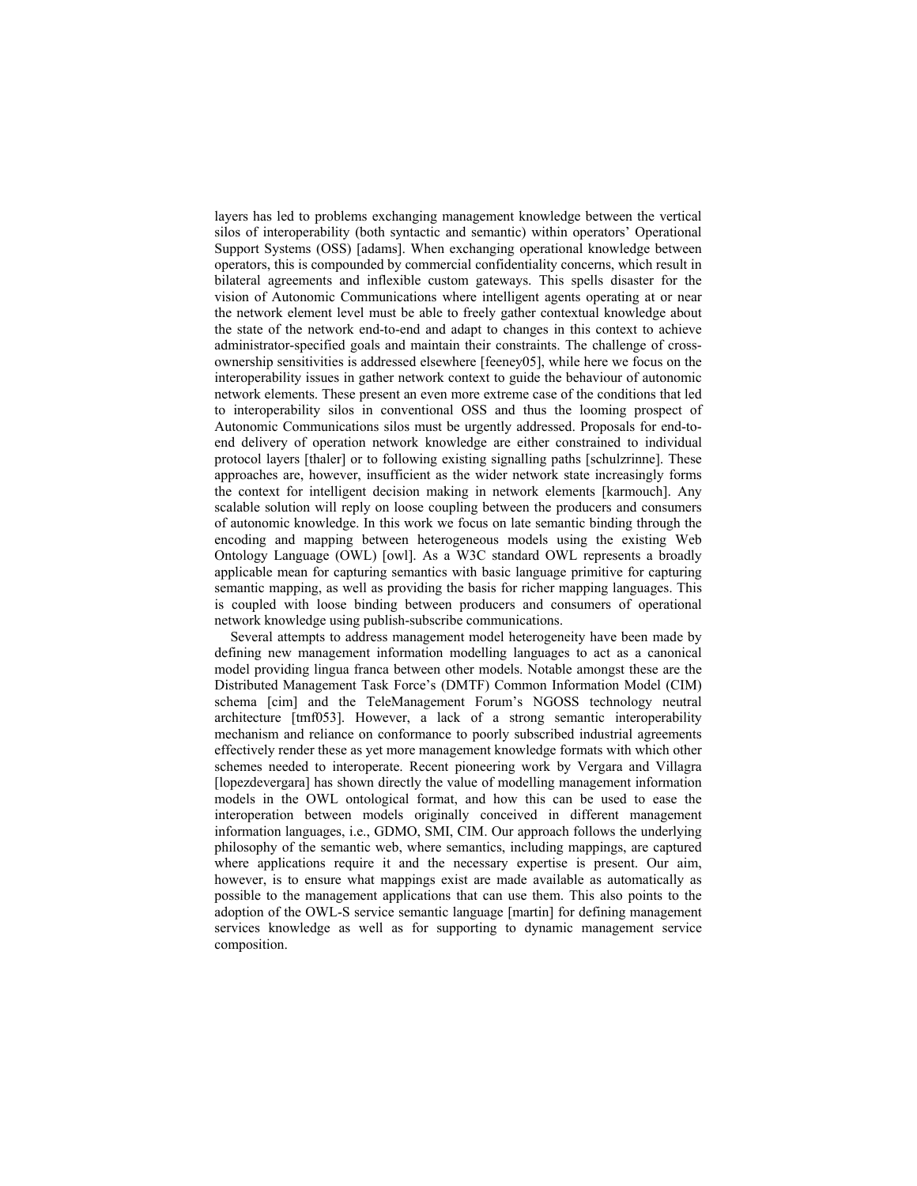layers has led to problems exchanging management knowledge between the vertical silos of interoperability (both syntactic and semantic) within operators' Operational Support Systems (OSS) [adams]. When exchanging operational knowledge between operators, this is compounded by commercial confidentiality concerns, which result in bilateral agreements and inflexible custom gateways. This spells disaster for the vision of Autonomic Communications where intelligent agents operating at or near the network element level must be able to freely gather contextual knowledge about the state of the network end-to-end and adapt to changes in this context to achieve administrator-specified goals and maintain their constraints. The challenge of cross-ownership sensitivities is addressed elsewhere [feeney05], while here we focus on the interoperability issues in gather network context to guide the behaviour of autonomic network elements. These present an even more extreme case of the conditions that led to interoperability silos in conventional OSS and thus the looming prospect of Autonomic Communications silos must be urgently addressed. Proposals for end-to-end delivery of operation network knowledge are either constrained to individual protocol layers [thaler] or to following existing signalling paths [schulzrinne]. These approaches are, however, insufficient as the wider network state increasingly forms the context for intelligent decision making in network elements [karmouch]. Any scalable solution will reply on loose coupling between the producers and consumers of autonomic knowledge. In this work we focus on late semantic binding through the encoding and mapping between heterogeneous models using the existing Web Ontology Language (OWL) [owl]. As a W3C standard OWL represents a broadly applicable mean for capturing semantics with basic language primitive for capturing semantic mapping, as well as providing the basis for richer mapping languages. This is coupled with loose binding between producers and consumers of operational network knowledge using publish-subscribe communications.

Several attempts to address management model heterogeneity have been made by defining new management information modelling languages to act as a canonical model providing lingua franca between other models. Notable amongst these are the Distributed Management Task Force's (DMTF) Common Information Model (CIM) schema [cim] and the TeleManagement Forum's NGOSS technology neutral architecture [tmf053]. However, a lack of a strong semantic interoperability mechanism and reliance on conformance to poorly subscribed industrial agreements effectively render these as yet more management knowledge formats with which other schemes needed to interoperate. Recent pioneering work by Vergara and Villagra [lopezdevergara] has shown directly the value of modelling management information models in the OWL ontological format, and how this can be used to ease the interoperation between models originally conceived in different management information languages, i.e., GDMO, SMI, CIM. Our approach follows the underlying philosophy of the semantic web, where semantics, including mappings, are captured where applications require it and the necessary expertise is present. Our aim, however, is to ensure what mappings exist are made available as automatically as possible to the management applications that can use them. This also points to the adoption of the OWL-S service semantic language [martin] for defining management services knowledge as well as for supporting to dynamic management service composition.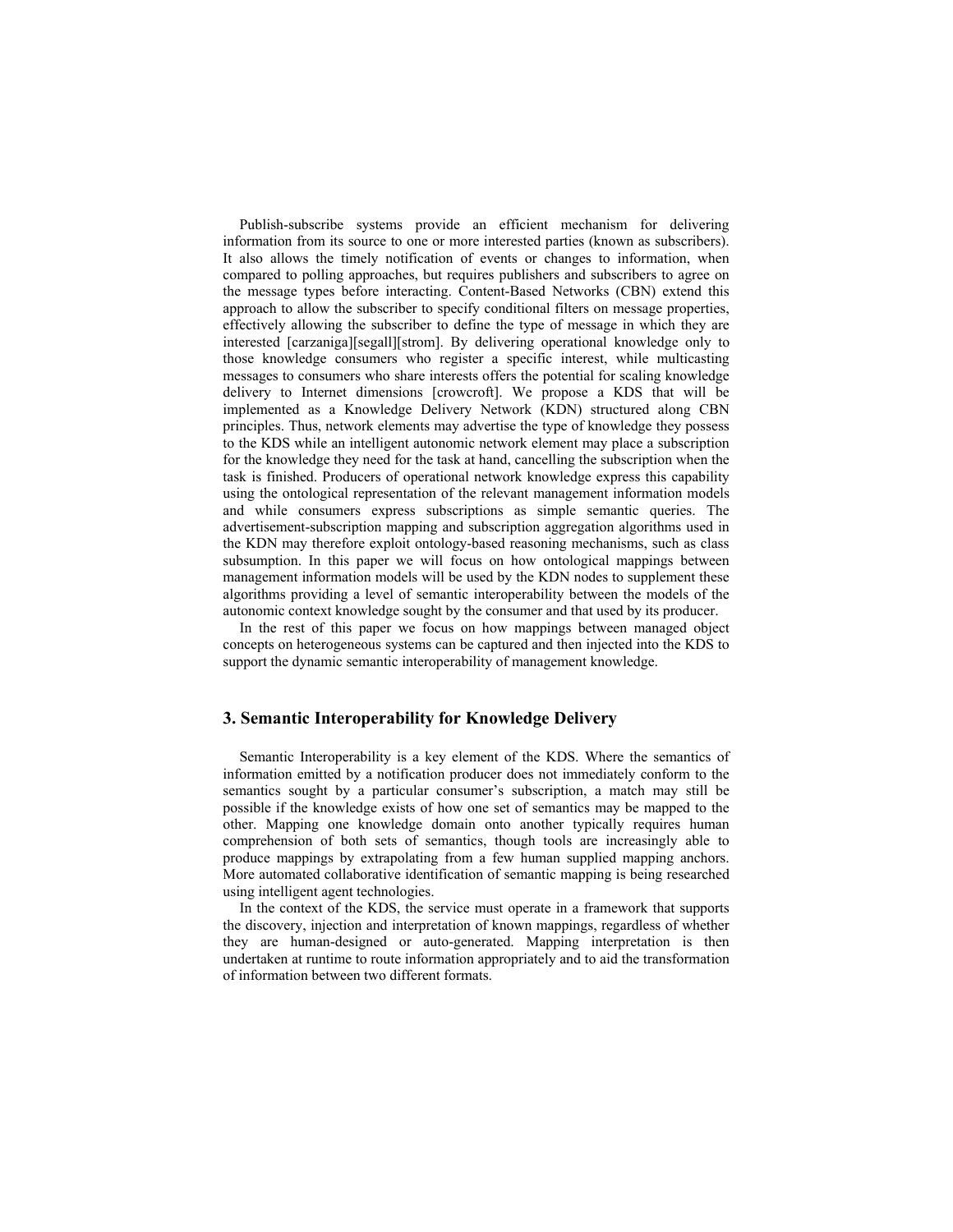Publish-subscribe systems provide an efficient mechanism for delivering information from its source to one or more interested parties (known as subscribers). It also allows the timely notification of events or changes to information, when compared to polling approaches, but requires publishers and subscribers to agree on the message types before interacting. Content-Based Networks (CBN) extend this approach to allow the subscriber to specify conditional filters on message properties, effectively allowing the subscriber to define the type of message in which they are interested [carzaniga][segall][strom]. By delivering operational knowledge only to those knowledge consumers who register a specific interest, while multicasting messages to consumers who share interests offers the potential for scaling knowledge delivery to Internet dimensions [crowcroft]. We propose a KDS that will be implemented as a Knowledge Delivery Network (KDN) structured along CBN principles. Thus, network elements may advertise the type of knowledge they possess to the KDS while an intelligent autonomic network element may place a subscription for the knowledge they need for the task at hand, cancelling the subscription when the task is finished. Producers of operational network knowledge express this capability using the ontological representation of the relevant management information models and while consumers express subscriptions as simple semantic queries. The advertisement-subscription mapping and subscription aggregation algorithms used in the KDN may therefore exploit ontology-based reasoning mechanisms, such as class subsumption. In this paper we will focus on how ontological mappings between management information models will be used by the KDN nodes to supplement these algorithms providing a level of semantic interoperability between the models of the autonomic context knowledge sought by the consumer and that used by its producer.

In the rest of this paper we focus on how mappings between managed object concepts on heterogeneous systems can be captured and then injected into the KDS to support the dynamic semantic interoperability of management knowledge.

## 3. Semantic Interoperability for Knowledge Delivery

Semantic Interoperability is a key element of the KDS. Where the semantics of information emitted by a notification producer does not immediately conform to the semantics sought by a particular consumer's subscription, a match may still be possible if the knowledge exists of how one set of semantics may be mapped to the other. Mapping one knowledge domain onto another typically requires human comprehension of both sets of semantics, though tools are increasingly able to produce mappings by extrapolating from a few human supplied mapping anchors. More automated collaborative identification of semantic mapping is being researched using intelligent agent technologies.

In the context of the KDS, the service must operate in a framework that supports the discovery, injection and interpretation of known mappings, regardless of whether they are human-designed or auto-generated. Mapping interpretation is then undertaken at runtime to route information appropriately and to aid the transformation of information between two different formats.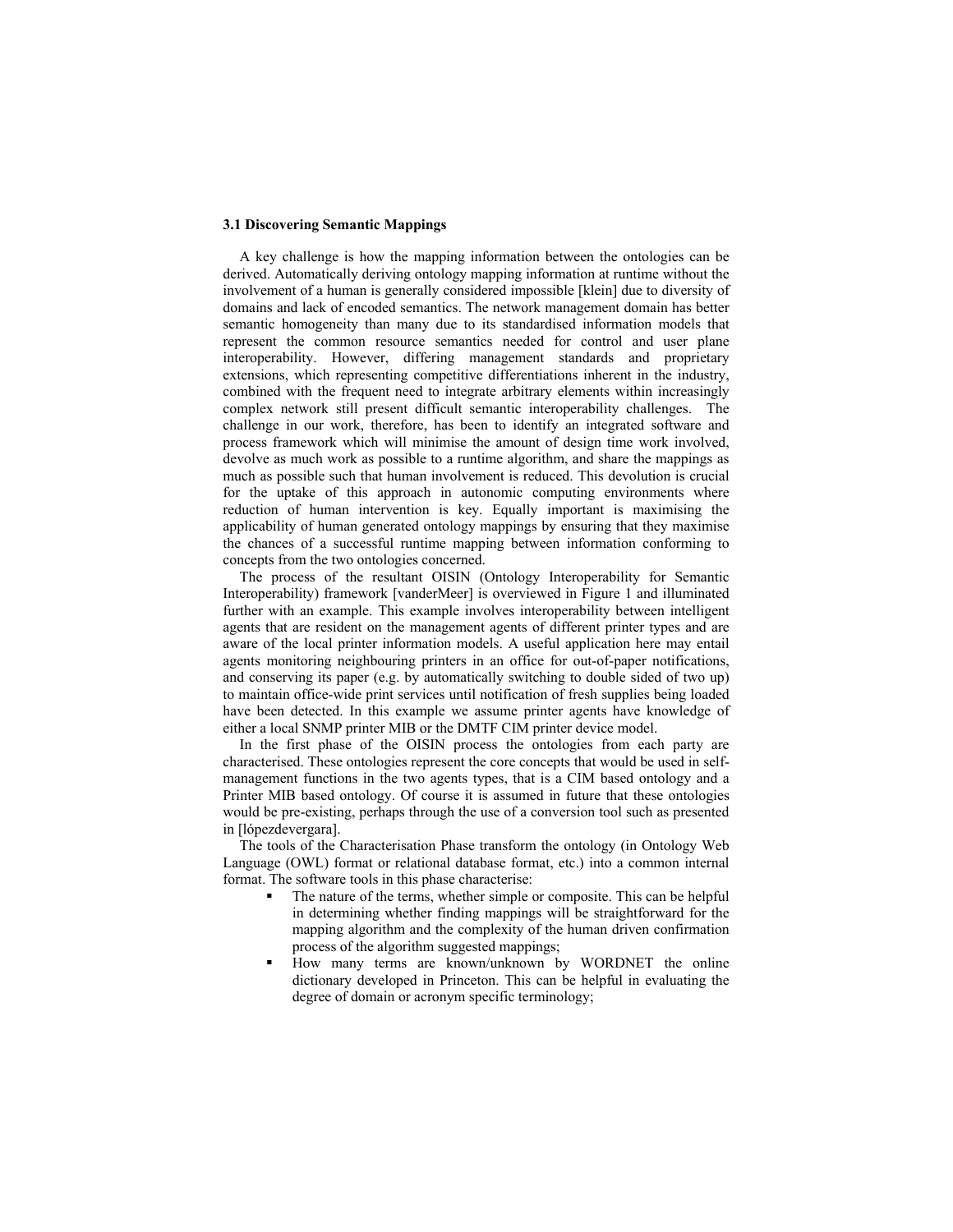### 3.1 Discovering Semantic Mappings

A key challenge is how the mapping information between the ontologies can be derived. Automatically deriving ontology mapping information at runtime without the involvement of a human is generally considered impossible [klein] due to diversity of domains and lack of encoded semantics. The network management domain has better semantic homogeneity than many due to its standardised information models that represent the common resource semantics needed for control and user plane interoperability. However, differing management standards and proprietary extensions, which representing competitive differentiations inherent in the industry, combined with the frequent need to integrate arbitrary elements within increasingly complex network still present difficult semantic interoperability challenges. The challenge in our work, therefore, has been to identify an integrated software and process framework which will minimise the amount of design time work involved, devolve as much work as possible to a runtime algorithm, and share the mappings as much as possible such that human involvement is reduced. This devolution is crucial for the uptake of this approach in autonomic computing environments where reduction of human intervention is key. Equally important is maximising the applicability of human generated ontology mappings by ensuring that they maximise the chances of a successful runtime mapping between information conforming to concepts from the two ontologies concerned.

The process of the resultant OISIN (Ontology Interoperability for Semantic Interoperability) framework [vanderMeer] is overviewed in Figure 1 and illuminated further with an example. This example involves interoperability between intelligent agents that are resident on the management agents of different printer types and are aware of the local printer information models. A useful application here may entail agents monitoring neighbouring printers in an office for out-of-paper notifications, and conserving its paper (e.g. by automatically switching to double sided of two up) to maintain office-wide print services until notification of fresh supplies being loaded have been detected. In this example we assume printer agents have knowledge of either a local SNMP printer MIB or the DMTF CIM printer device model.

In the first phase of the OISIN process the ontologies from each party are characterised. These ontologies represent the core concepts that would be used in self-management functions in the two agents types, that is a CIM based ontology and a Printer MIB based ontology. Of course it is assumed in future that these ontologies would be pre-existing, perhaps through the use of a conversion tool such as presented in [lópezdevergara].

The tools of the Characterisation Phase transform the ontology (in Ontology Web Language (OWL) format or relational database format, etc.) into a common internal format. The software tools in this phase characterise:

- The nature of the terms, whether simple or composite. This can be helpful in determining whether finding mappings will be straightforward for the mapping algorithm and the complexity of the human driven confirmation process of the algorithm suggested mappings;
- How many terms are known/unknown by WORDNET the online dictionary developed in Princeton. This can be helpful in evaluating the degree of domain or acronym specific terminology;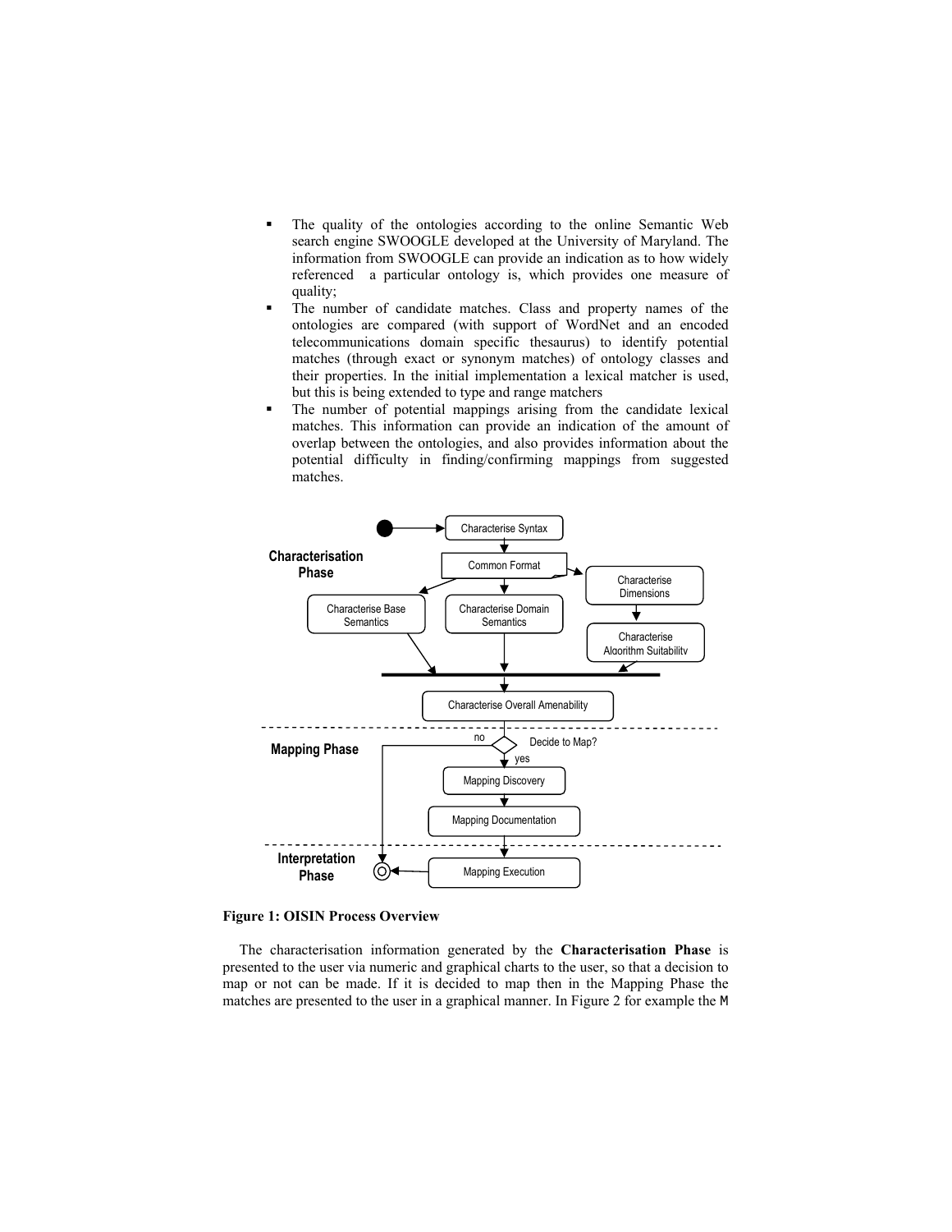- The quality of the ontologies according to the online Semantic Web search engine SWOOGLE developed at the University of Maryland. The information from SWOOGLE can provide an indication as to how widely referenced a particular ontology is, which provides one measure of quality;
- The number of candidate matches. Class and property names of the ontologies are compared (with support of WordNet and an encoded telecommunications domain specific thesaurus) to identify potential matches (through exact or synonym matches) of ontology classes and their properties. In the initial implementation a lexical matcher is used, but this is being extended to type and range matchers
- The number of potential mappings arising from the candidate lexical matches. This information can provide an indication of the amount of overlap between the ontologies, and also provides information about the potential difficulty in finding/confirming mappings from suggested matches.

**Figure 1: OISIN Process Overview**

The characterisation information generated by the **Characterisation Phase** is presented to the user via numeric and graphical charts to the user, so that a decision to map or not can be made. If it is decided to map then in the Mapping Phase the matches are presented to the user in a graphical manner. In Figure 2 for example the M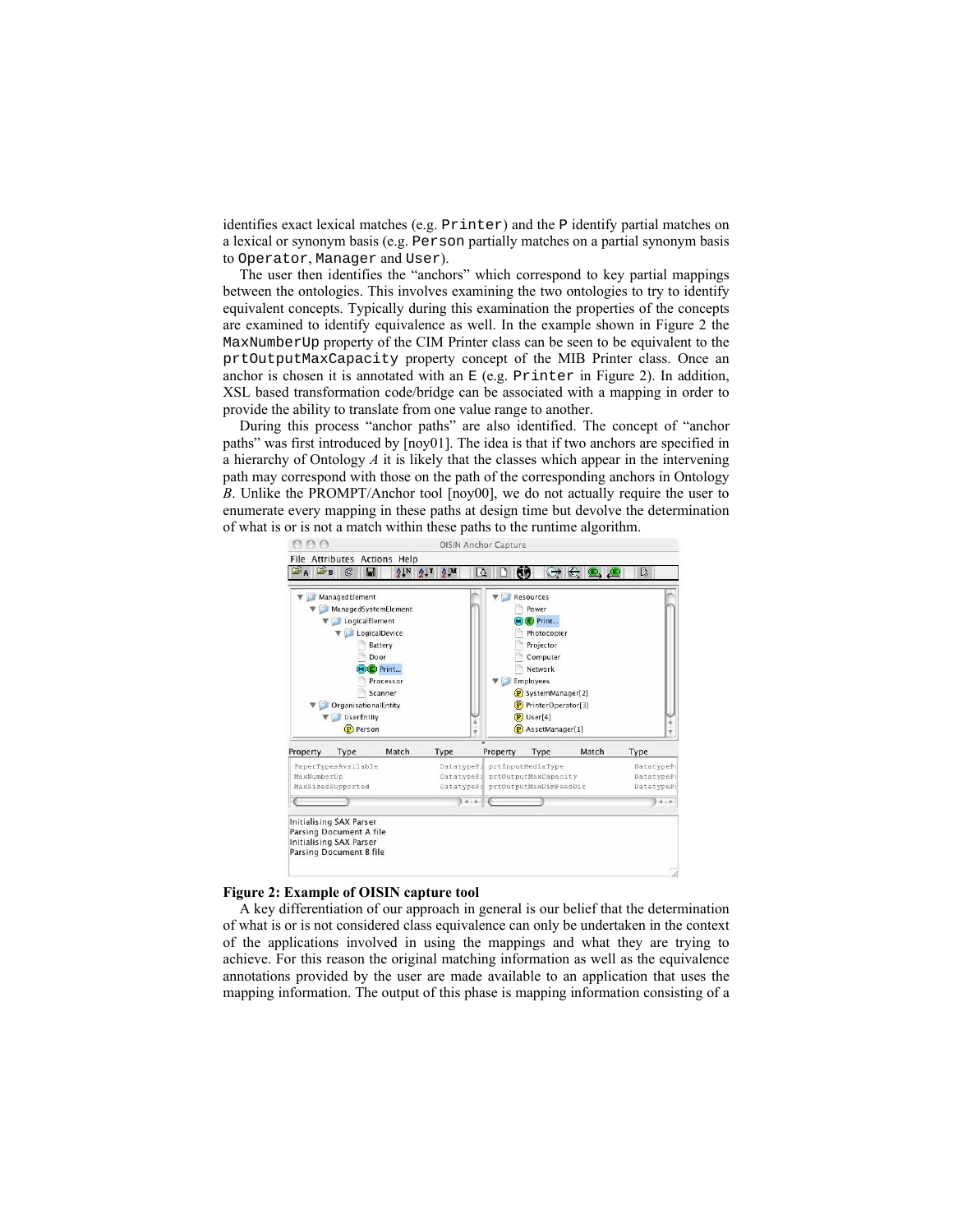identifies exact lexical matches (e.g. `Printer`) and the `P` identify partial matches on a lexical or synonym basis (e.g. `Person` partially matches on a partial synonym basis to `Operator`, `Manager` and `User`).

The user then identifies the "anchors" which correspond to key partial mappings between the ontologies. This involves examining the two ontologies to try to identify equivalent concepts. Typically during this examination the properties of the concepts are examined to identify equivalence as well. In the example shown in Figure 2 the `MaxNumberUp` property of the CIM Printer class can be seen to be equivalent to the `prtOutputMaxCapacity` property concept of the MIB Printer class. Once an anchor is chosen it is annotated with an `E` (e.g. `Printer` in Figure 2). In addition, XSL based transformation code/bridge can be associated with a mapping in order to provide the ability to translate from one value range to another.

During this process "anchor paths" are also identified. The concept of "anchor paths" was first introduced by [noy01]. The idea is that if two anchors are specified in a hierarchy of Ontology *A* it is likely that the classes which appear in the intervening path may correspond with those on the path of the corresponding anchors in Ontology *B*. Unlike the PROMPT/Anchor tool [noy00], we do not actually require the user to enumerate every mapping in these paths at design time but devolve the determination of what is or is not a match within these paths to the runtime algorithm.

**Figure 2: Example of OISIN capture tool**

A key differentiation of our approach in general is our belief that the determination of what is or is not considered class equivalence can only be undertaken in the context of the applications involved in using the mappings and what they are trying to achieve. For this reason the original matching information as well as the equivalence annotations provided by the user are made available to an application that uses the mapping information. The output of this phase is mapping information consisting of a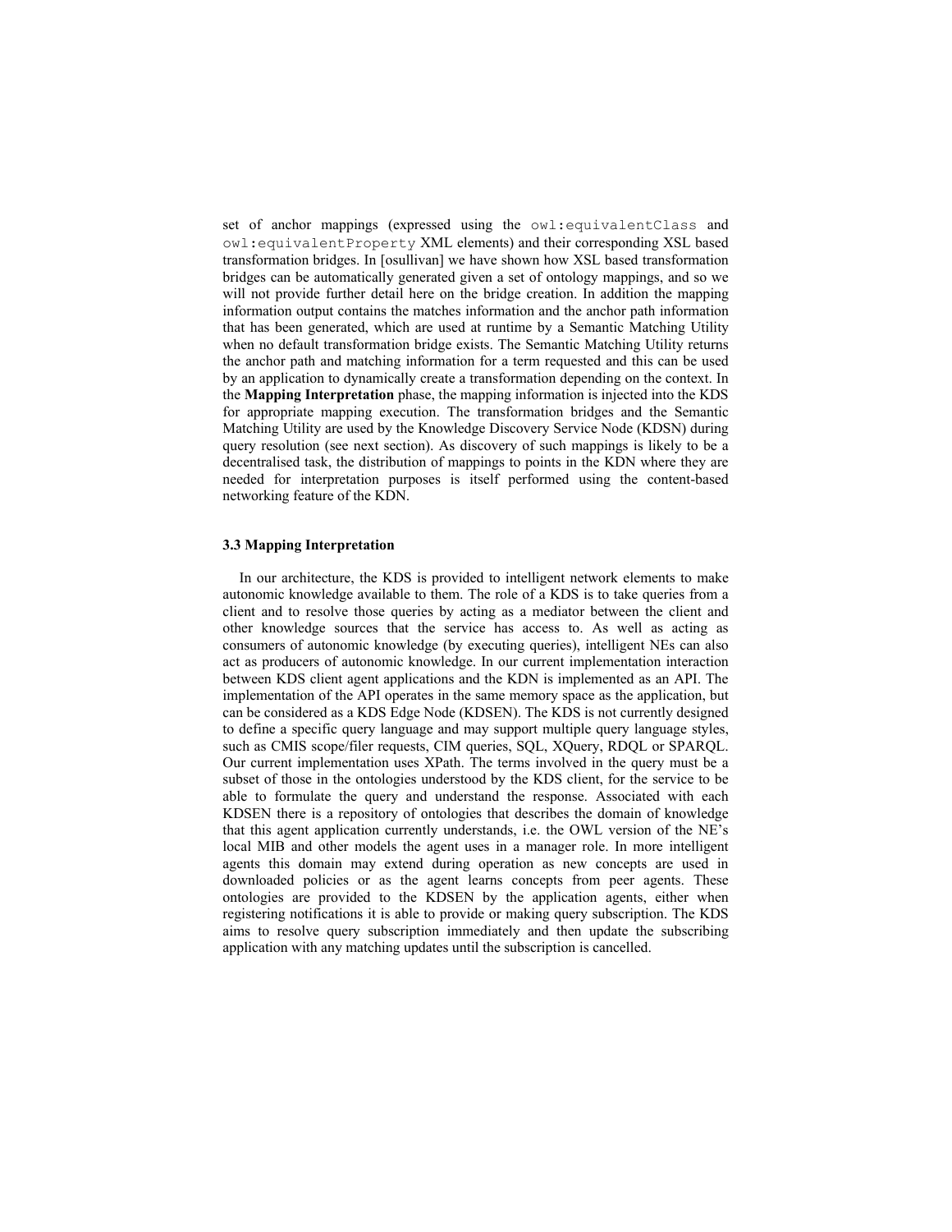set of anchor mappings (expressed using the `owl:equivalentClass` and `owl:equivalentProperty` XML elements) and their corresponding XSL based transformation bridges. In [osullivan] we have shown how XSL based transformation bridges can be automatically generated given a set of ontology mappings, and so we will not provide further detail here on the bridge creation. In addition the mapping information output contains the matches information and the anchor path information that has been generated, which are used at runtime by a Semantic Matching Utility when no default transformation bridge exists. The Semantic Matching Utility returns the anchor path and matching information for a term requested and this can be used by an application to dynamically create a transformation depending on the context. In the **Mapping Interpretation** phase, the mapping information is injected into the KDS for appropriate mapping execution. The transformation bridges and the Semantic Matching Utility are used by the Knowledge Discovery Service Node (KDSN) during query resolution (see next section). As discovery of such mappings is likely to be a decentralised task, the distribution of mappings to points in the KDN where they are needed for interpretation purposes is itself performed using the content-based networking feature of the KDN.

### 3.3 Mapping Interpretation

In our architecture, the KDS is provided to intelligent network elements to make autonomic knowledge available to them. The role of a KDS is to take queries from a client and to resolve those queries by acting as a mediator between the client and other knowledge sources that the service has access to. As well as acting as consumers of autonomic knowledge (by executing queries), intelligent NEs can also act as producers of autonomic knowledge. In our current implementation interaction between KDS client agent applications and the KDN is implemented as an API. The implementation of the API operates in the same memory space as the application, but can be considered as a KDS Edge Node (KDSEN). The KDS is not currently designed to define a specific query language and may support multiple query language styles, such as CMIS scope/filer requests, CIM queries, SQL, XQuery, RDQL or SPARQL. Our current implementation uses XPath. The terms involved in the query must be a subset of those in the ontologies understood by the KDS client, for the service to be able to formulate the query and understand the response. Associated with each KDSEN there is a repository of ontologies that describes the domain of knowledge that this agent application currently understands, i.e. the OWL version of the NE's local MIB and other models the agent uses in a manager role. In more intelligent agents this domain may extend during operation as new concepts are used in downloaded policies or as the agent learns concepts from peer agents. These ontologies are provided to the KDSEN by the application agents, either when registering notifications it is able to provide or making query subscription. The KDS aims to resolve query subscription immediately and then update the subscribing application with any matching updates until the subscription is cancelled.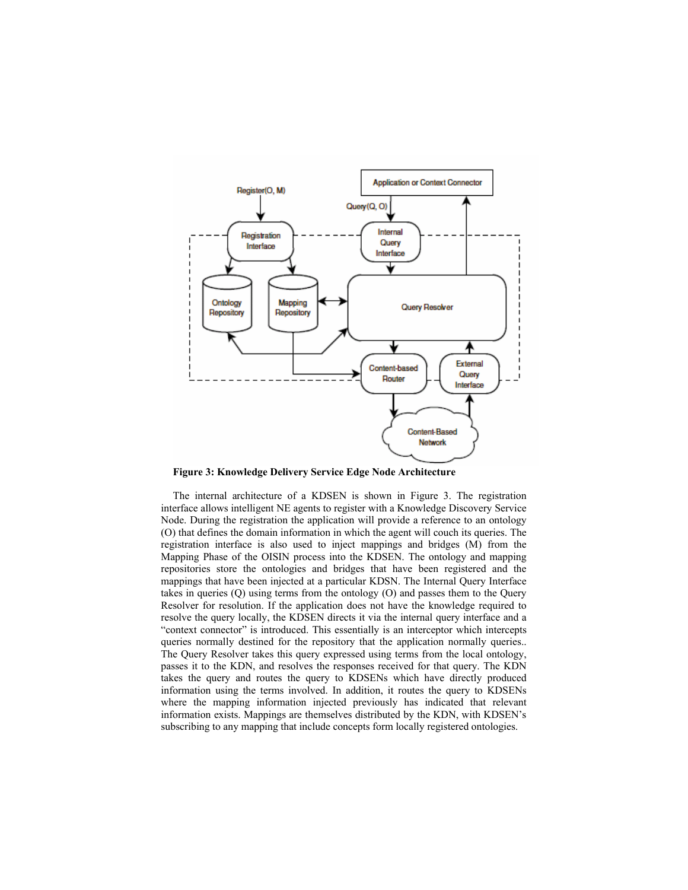Register(O, M)

Application or Context Connector

Query(Q, O)

Registration Interface

Internal Query Interface

Ontology Repository

Mapping Repository

Query Resolver

Content-based Router

External Query Interface

Content-Based Network

**Figure 3: Knowledge Delivery Service Edge Node Architecture**

The internal architecture of a KDSEN is shown in Figure 3. The registration interface allows intelligent NE agents to register with a Knowledge Discovery Service Node. During the registration the application will provide a reference to an ontology (O) that defines the domain information in which the agent will couch its queries. The registration interface is also used to inject mappings and bridges (M) from the Mapping Phase of the OISIN process into the KDSEN. The ontology and mapping repositories store the ontologies and bridges that have been registered and the mappings that have been injected at a particular KDSN. The Internal Query Interface takes in queries (Q) using terms from the ontology (O) and passes them to the Query Resolver for resolution. If the application does not have the knowledge required to resolve the query locally, the KDSEN directs it via the internal query interface and a "context connector" is introduced. This essentially is an interceptor which intercepts queries normally destined for the repository that the application normally queries.. The Query Resolver takes this query expressed using terms from the local ontology, passes it to the KDN, and resolves the responses received for that query. The KDN takes the query and routes the query to KDSENs which have directly produced information using the terms involved. In addition, it routes the query to KDSENs where the mapping information injected previously has indicated that relevant information exists. Mappings are themselves distributed by the KDN, with KDSEN's subscribing to any mapping that include concepts form locally registered ontologies.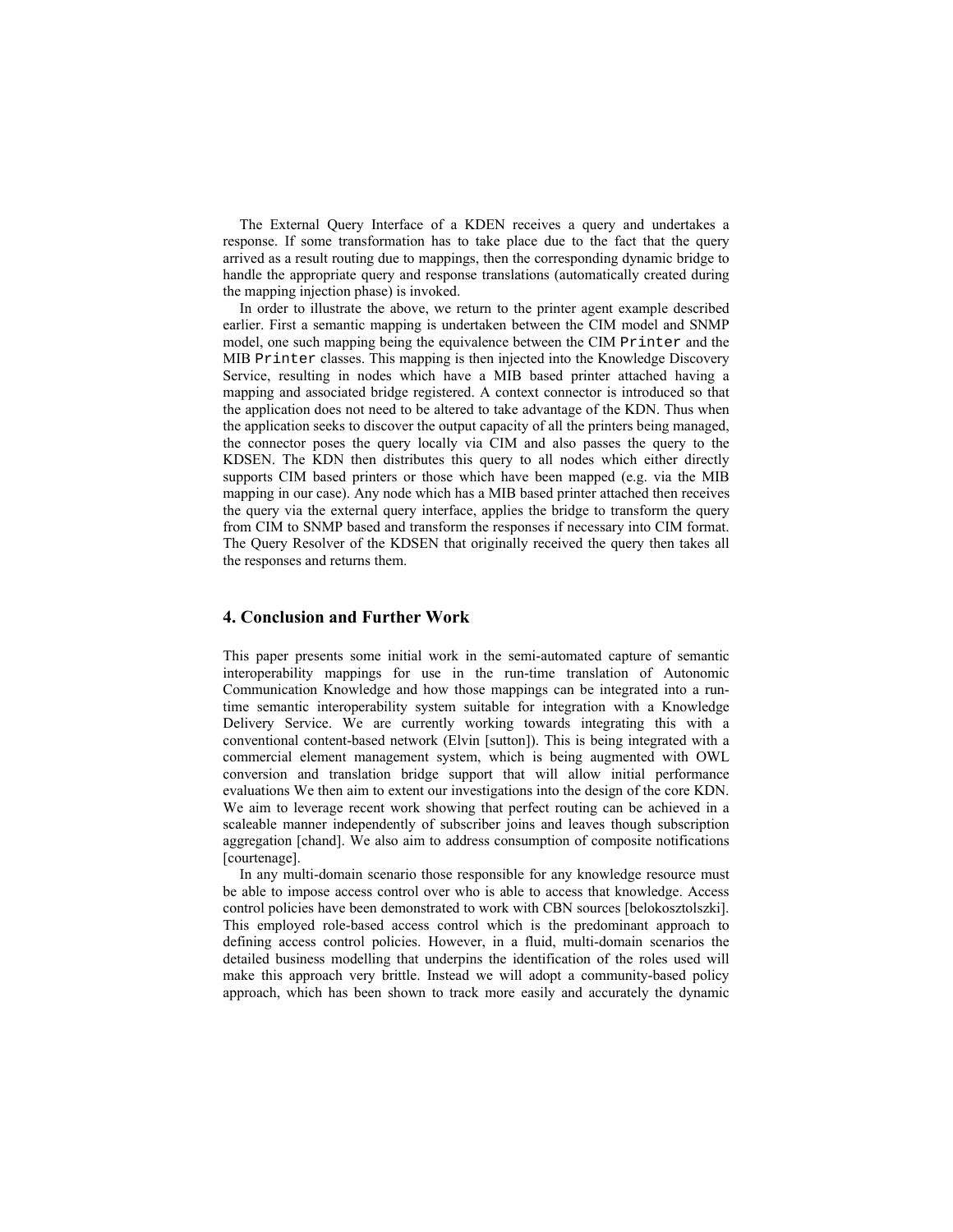The External Query Interface of a KDEN receives a query and undertakes a response. If some transformation has to take place due to the fact that the query arrived as a result routing due to mappings, then the corresponding dynamic bridge to handle the appropriate query and response translations (automatically created during the mapping injection phase) is invoked.

In order to illustrate the above, we return to the printer agent example described earlier. First a semantic mapping is undertaken between the CIM model and SNMP model, one such mapping being the equivalence between the CIM `Printer` and the MIB `Printer` classes. This mapping is then injected into the Knowledge Discovery Service, resulting in nodes which have a MIB based printer attached having a mapping and associated bridge registered. A context connector is introduced so that the application does not need to be altered to take advantage of the KDN. Thus when the application seeks to discover the output capacity of all the printers being managed, the connector poses the query locally via CIM and also passes the query to the KDSEN. The KDN then distributes this query to all nodes which either directly supports CIM based printers or those which have been mapped (e.g. via the MIB mapping in our case). Any node which has a MIB based printer attached then receives the query via the external query interface, applies the bridge to transform the query from CIM to SNMP based and transform the responses if necessary into CIM format. The Query Resolver of the KDSEN that originally received the query then takes all the responses and returns them.

## 4. Conclusion and Further Work

This paper presents some initial work in the semi-automated capture of semantic interoperability mappings for use in the run-time translation of Autonomic Communication Knowledge and how those mappings can be integrated into a run-time semantic interoperability system suitable for integration with a Knowledge Delivery Service. We are currently working towards integrating this with a conventional content-based network (Elvin [sutton]). This is being integrated with a commercial element management system, which is being augmented with OWL conversion and translation bridge support that will allow initial performance evaluations We then aim to extent our investigations into the design of the core KDN. We aim to leverage recent work showing that perfect routing can be achieved in a scaleable manner independently of subscriber joins and leaves though subscription aggregation [chand]. We also aim to address consumption of composite notifications [courtenage].

In any multi-domain scenario those responsible for any knowledge resource must be able to impose access control over who is able to access that knowledge. Access control policies have been demonstrated to work with CBN sources [belokosztolszki]. This employed role-based access control which is the predominant approach to defining access control policies. However, in a fluid, multi-domain scenarios the detailed business modelling that underpins the identification of the roles used will make this approach very brittle. Instead we will adopt a community-based policy approach, which has been shown to track more easily and accurately the dynamic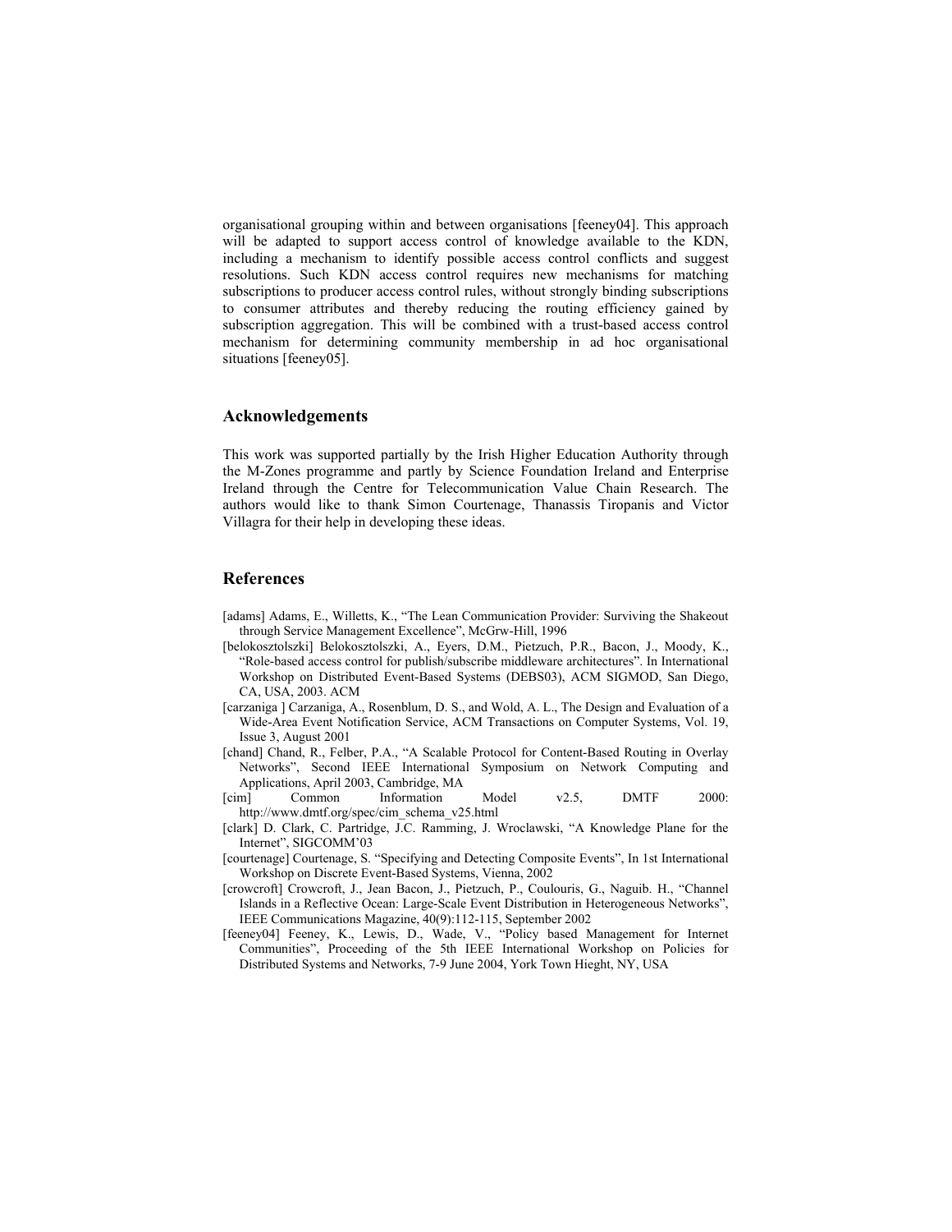organisational grouping within and between organisations [feeney04]. This approach will be adapted to support access control of knowledge available to the KDN, including a mechanism to identify possible access control conflicts and suggest resolutions. Such KDN access control requires new mechanisms for matching subscriptions to producer access control rules, without strongly binding subscriptions to consumer attributes and thereby reducing the routing efficiency gained by subscription aggregation. This will be combined with a trust-based access control mechanism for determining community membership in ad hoc organisational situations [feeney05].

## Acknowledgements

This work was supported partially by the Irish Higher Education Authority through the M-Zones programme and partly by Science Foundation Ireland and Enterprise Ireland through the Centre for Telecommunication Value Chain Research. The authors would like to thank Simon Courtenage, Thanassis Tiropanis and Victor Villagra for their help in developing these ideas.

## References

[adams] Adams, E., Willetts, K., "The Lean Communication Provider: Surviving the Shakeout through Service Management Excellence", McGrw-Hill, 1996

[belokosztolszki] Belokosztolszki, A., Eyers, D.M., Pietzuch, P.R., Bacon, J., Moody, K., "Role-based access control for publish/subscribe middleware architectures". In International Workshop on Distributed Event-Based Systems (DEBS03), ACM SIGMOD, San Diego, CA, USA, 2003. ACM

[carzaniga ] Carzaniga, A., Rosenblum, D. S., and Wold, A. L., The Design and Evaluation of a Wide-Area Event Notification Service, ACM Transactions on Computer Systems, Vol. 19, Issue 3, August 2001

[chand] Chand, R., Felber, P.A., "A Scalable Protocol for Content-Based Routing in Overlay Networks", Second IEEE International Symposium on Network Computing and Applications, April 2003, Cambridge, MA

[cim] Common Information Model v2.5, DMTF 2000: http://www.dmtf.org/spec/cim_schema_v25.html

[clark] D. Clark, C. Partridge, J.C. Ramming, J. Wroclawski, "A Knowledge Plane for the Internet", SIGCOMM'03

[courtenage] Courtenage, S. "Specifying and Detecting Composite Events", In 1st International Workshop on Discrete Event-Based Systems, Vienna, 2002

[crowcroft] Crowcroft, J., Jean Bacon, J., Pietzuch, P., Coulouris, G., Naguib. H., "Channel Islands in a Reflective Ocean: Large-Scale Event Distribution in Heterogeneous Networks", IEEE Communications Magazine, 40(9):112-115, September 2002

[feeney04] Feeney, K., Lewis, D., Wade, V., "Policy based Management for Internet Communities", Proceeding of the 5th IEEE International Workshop on Policies for Distributed Systems and Networks, 7-9 June 2004, York Town Hieght, NY, USA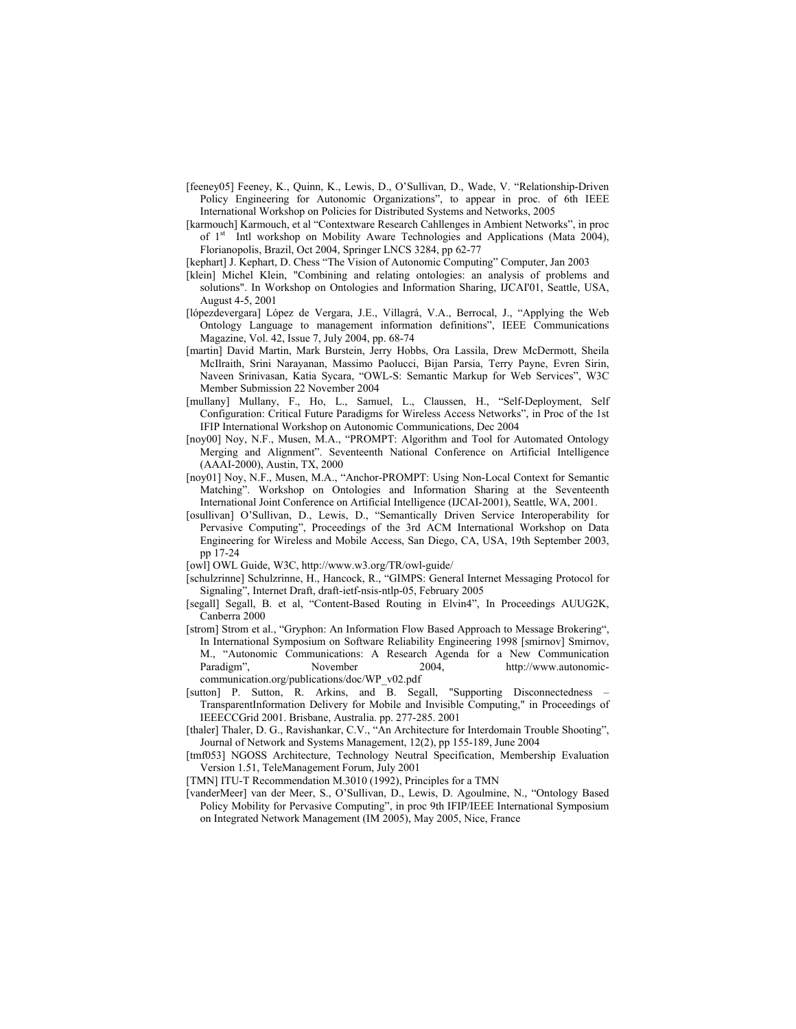[feeney05] Feeney, K., Quinn, K., Lewis, D., O'Sullivan, D., Wade, V. "Relationship-Driven Policy Engineering for Autonomic Organizations", to appear in proc. of 6th IEEE International Workshop on Policies for Distributed Systems and Networks, 2005

[karmouch] Karmouch, et al "Contextware Research Cahllenges in Ambient Networks", in proc of 1st Intl workshop on Mobility Aware Technologies and Applications (Mata 2004), Florianopolis, Brazil, Oct 2004, Springer LNCS 3284, pp 62-77

[kephart] J. Kephart, D. Chess "The Vision of Autonomic Computing" Computer, Jan 2003

[klein] Michel Klein, "Combining and relating ontologies: an analysis of problems and solutions". In Workshop on Ontologies and Information Sharing, IJCAI'01, Seattle, USA, August 4-5, 2001

[lópezdevergara] López de Vergara, J.E., Villagrá, V.A., Berrocal, J., "Applying the Web Ontology Language to management information definitions", IEEE Communications Magazine, Vol. 42, Issue 7, July 2004, pp. 68-74

[martin] David Martin, Mark Burstein, Jerry Hobbs, Ora Lassila, Drew McDermott, Sheila McIlraith, Srini Narayanan, Massimo Paolucci, Bijan Parsia, Terry Payne, Evren Sirin, Naveen Srinivasan, Katia Sycara, "OWL-S: Semantic Markup for Web Services", W3C Member Submission 22 November 2004

[mullany] Mullany, F., Ho, L., Samuel, L., Claussen, H., "Self-Deployment, Self Configuration: Critical Future Paradigms for Wireless Access Networks", in Proc of the 1st IFIP International Workshop on Autonomic Communications, Dec 2004

[noy00] Noy, N.F., Musen, M.A., "PROMPT: Algorithm and Tool for Automated Ontology Merging and Alignment". Seventeenth National Conference on Artificial Intelligence (AAAI-2000), Austin, TX, 2000

[noy01] Noy, N.F., Musen, M.A., "Anchor-PROMPT: Using Non-Local Context for Semantic Matching". Workshop on Ontologies and Information Sharing at the Seventeenth International Joint Conference on Artificial Intelligence (IJCAI-2001), Seattle, WA, 2001.

[osullivan] O'Sullivan, D., Lewis, D., "Semantically Driven Service Interoperability for Pervasive Computing", Proceedings of the 3rd ACM International Workshop on Data Engineering for Wireless and Mobile Access, San Diego, CA, USA, 19th September 2003, pp 17-24

[owl] OWL Guide, W3C, http://www.w3.org/TR/owl-guide/

[schulzrinne] Schulzrinne, H., Hancock, R., "GIMPS: General Internet Messaging Protocol for Signaling", Internet Draft, draft-ietf-nsis-ntlp-05, February 2005

[segall] Segall, B. et al, "Content-Based Routing in Elvin4", In Proceedings AUUG2K, Canberra 2000

[strom] Strom et al., "Gryphon: An Information Flow Based Approach to Message Brokering", In International Symposium on Software Reliability Engineering 1998 [smirnov] Smirnov, M., "Autonomic Communications: A Research Agenda for a New Communication Paradigm", November 2004, http://www.autonomic-communication.org/publications/doc/WP_v02.pdf

[sutton] P. Sutton, R. Arkins, and B. Segall, "Supporting Disconnectedness – TransparentInformation Delivery for Mobile and Invisible Computing," in Proceedings of IEEECCGrid 2001. Brisbane, Australia. pp. 277-285. 2001

[thaler] Thaler, D. G., Ravishankar, C.V., "An Architecture for Interdomain Trouble Shooting", Journal of Network and Systems Management, 12(2), pp 155-189, June 2004

[tmf053] NGOSS Architecture, Technology Neutral Specification, Membership Evaluation Version 1.51, TeleManagement Forum, July 2001

[TMN] ITU-T Recommendation M.3010 (1992), Principles for a TMN

[vanderMeer] van der Meer, S., O'Sullivan, D., Lewis, D. Agoulmine, N., "Ontology Based Policy Mobility for Pervasive Computing", in proc 9th IFIP/IEEE International Symposium on Integrated Network Management (IM 2005), May 2005, Nice, France